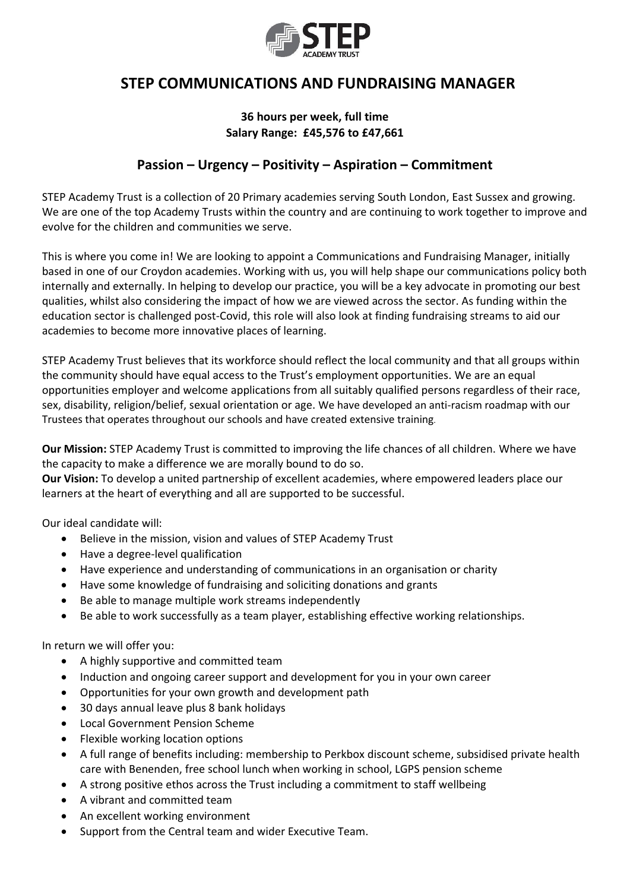# STEP COMMUNICATIONS AND FUNDRAISING MANAGER

**36 hours per week, full time**
**Salary Range: £45,576 to £47,661**

## Passion – Urgency – Positivity – Aspiration – Commitment

STEP Academy Trust is a collection of 20 Primary academies serving South London, East Sussex and growing. We are one of the top Academy Trusts within the country and are continuing to work together to improve and evolve for the children and communities we serve.

This is where you come in! We are looking to appoint a Communications and Fundraising Manager, initially based in one of our Croydon academies. Working with us, you will help shape our communications policy both internally and externally. In helping to develop our practice, you will be a key advocate in promoting our best qualities, whilst also considering the impact of how we are viewed across the sector. As funding within the education sector is challenged post-Covid, this role will also look at finding fundraising streams to aid our academies to become more innovative places of learning.

STEP Academy Trust believes that its workforce should reflect the local community and that all groups within the community should have equal access to the Trust's employment opportunities. We are an equal opportunities employer and welcome applications from all suitably qualified persons regardless of their race, sex, disability, religion/belief, sexual orientation or age. We have developed an anti-racism roadmap with our Trustees that operates throughout our schools and have created extensive training.

**Our Mission:** STEP Academy Trust is committed to improving the life chances of all children. Where we have the capacity to make a difference we are morally bound to do so.
**Our Vision:** To develop a united partnership of excellent academies, where empowered leaders place our learners at the heart of everything and all are supported to be successful.

Our ideal candidate will:

- Believe in the mission, vision and values of STEP Academy Trust
- Have a degree-level qualification
- Have experience and understanding of communications in an organisation or charity
- Have some knowledge of fundraising and soliciting donations and grants
- Be able to manage multiple work streams independently
- Be able to work successfully as a team player, establishing effective working relationships.

In return we will offer you:

- A highly supportive and committed team
- Induction and ongoing career support and development for you in your own career
- Opportunities for your own growth and development path
- 30 days annual leave plus 8 bank holidays
- Local Government Pension Scheme
- Flexible working location options
- A full range of benefits including: membership to Perkbox discount scheme, subsidised private health care with Benenden, free school lunch when working in school, LGPS pension scheme
- A strong positive ethos across the Trust including a commitment to staff wellbeing
- A vibrant and committed team
- An excellent working environment
- Support from the Central team and wider Executive Team.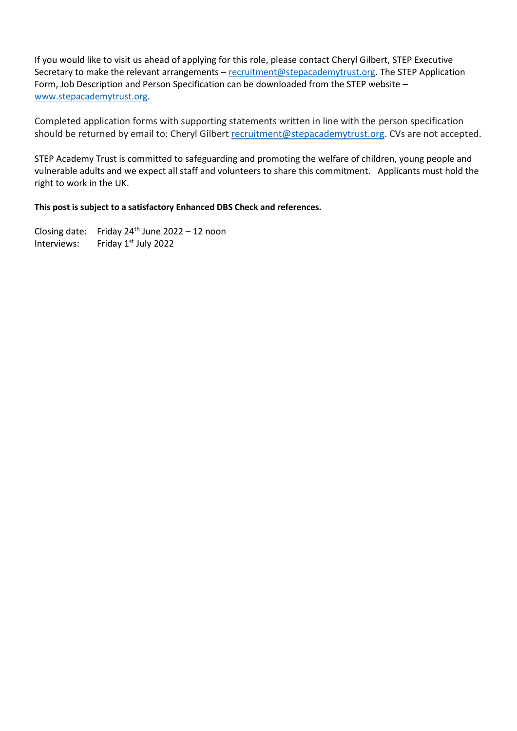If you would like to visit us ahead of applying for this role, please contact Cheryl Gilbert, STEP Executive Secretary to make the relevant arrangements – recruitment@stepacademytrust.org. The STEP Application Form, Job Description and Person Specification can be downloaded from the STEP website – www.stepacademytrust.org.

Completed application forms with supporting statements written in line with the person specification should be returned by email to: Cheryl Gilbert recruitment@stepacademytrust.org. CVs are not accepted.

STEP Academy Trust is committed to safeguarding and promoting the welfare of children, young people and vulnerable adults and we expect all staff and volunteers to share this commitment. Applicants must hold the right to work in the UK.

**This post is subject to a satisfactory Enhanced DBS Check and references.**

Closing date: Friday 24th June 2022 – 12 noon
Interviews: Friday 1st July 2022